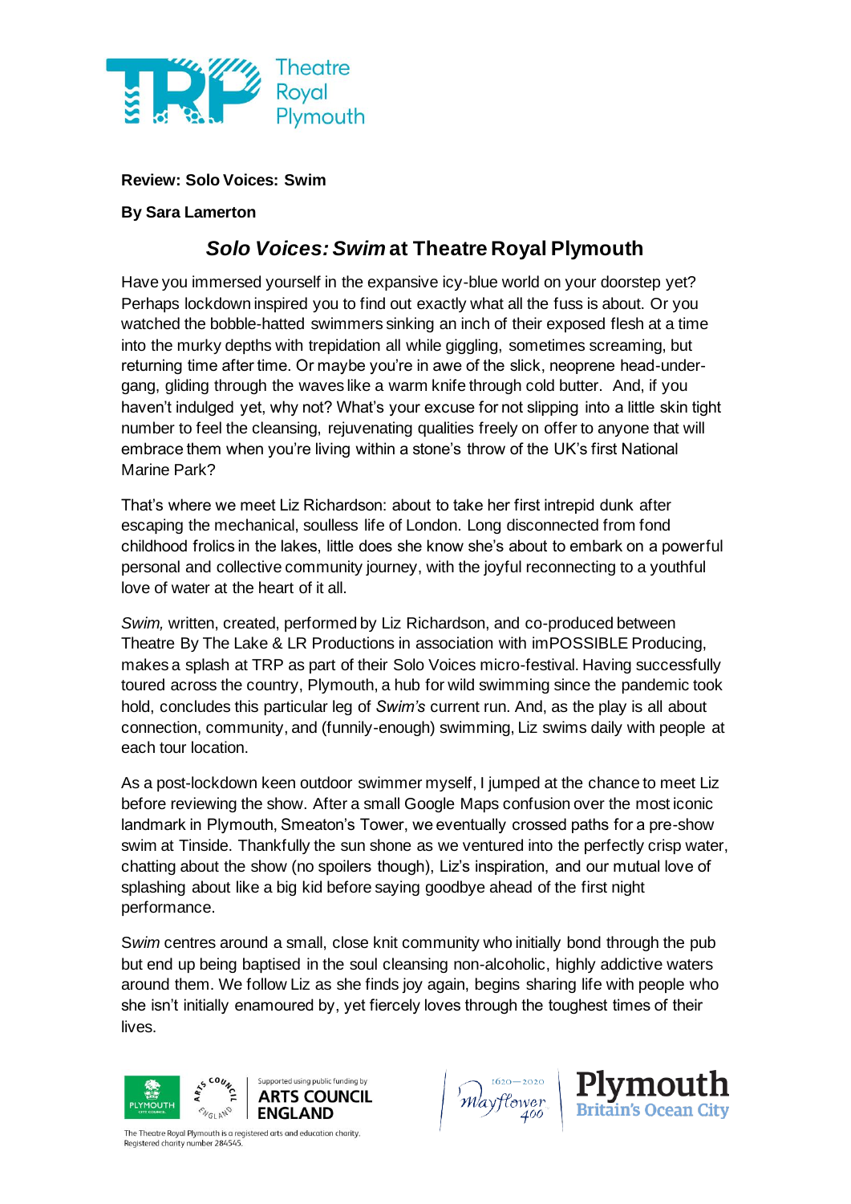**Review: Solo Voices: Swim**

**By Sara Lamerton**

## *Solo Voices: Swim* at Theatre Royal Plymouth

Have you immersed yourself in the expansive icy-blue world on your doorstep yet? Perhaps lockdown inspired you to find out exactly what all the fuss is about. Or you watched the bobble-hatted swimmers sinking an inch of their exposed flesh at a time into the murky depths with trepidation all while giggling, sometimes screaming, but returning time after time. Or maybe you're in awe of the slick, neoprene head-under-gang, gliding through the waves like a warm knife through cold butter. And, if you haven't indulged yet, why not? What's your excuse for not slipping into a little skin tight number to feel the cleansing, rejuvenating qualities freely on offer to anyone that will embrace them when you're living within a stone's throw of the UK's first National Marine Park?

That's where we meet Liz Richardson: about to take her first intrepid dunk after escaping the mechanical, soulless life of London. Long disconnected from fond childhood frolics in the lakes, little does she know she's about to embark on a powerful personal and collective community journey, with the joyful reconnecting to a youthful love of water at the heart of it all.

*Swim,* written, created, performed by Liz Richardson, and co-produced between Theatre By The Lake & LR Productions in association with imPOSSIBLE Producing, makes a splash at TRP as part of their Solo Voices micro-festival. Having successfully toured across the country, Plymouth, a hub for wild swimming since the pandemic took hold, concludes this particular leg of *Swim's* current run. And, as the play is all about connection, community, and (funnily-enough) swimming, Liz swims daily with people at each tour location.

As a post-lockdown keen outdoor swimmer myself, I jumped at the chance to meet Liz before reviewing the show. After a small Google Maps confusion over the most iconic landmark in Plymouth, Smeaton's Tower, we eventually crossed paths for a pre-show swim at Tinside. Thankfully the sun shone as we ventured into the perfectly crisp water, chatting about the show (no spoilers though), Liz's inspiration, and our mutual love of splashing about like a big kid before saying goodbye ahead of the first night performance.

*Swim* centres around a small, close knit community who initially bond through the pub but end up being baptised in the soul cleansing non-alcoholic, highly addictive waters around them. We follow Liz as she finds joy again, begins sharing life with people who she isn't initially enamoured by, yet fiercely loves through the toughest times of their lives.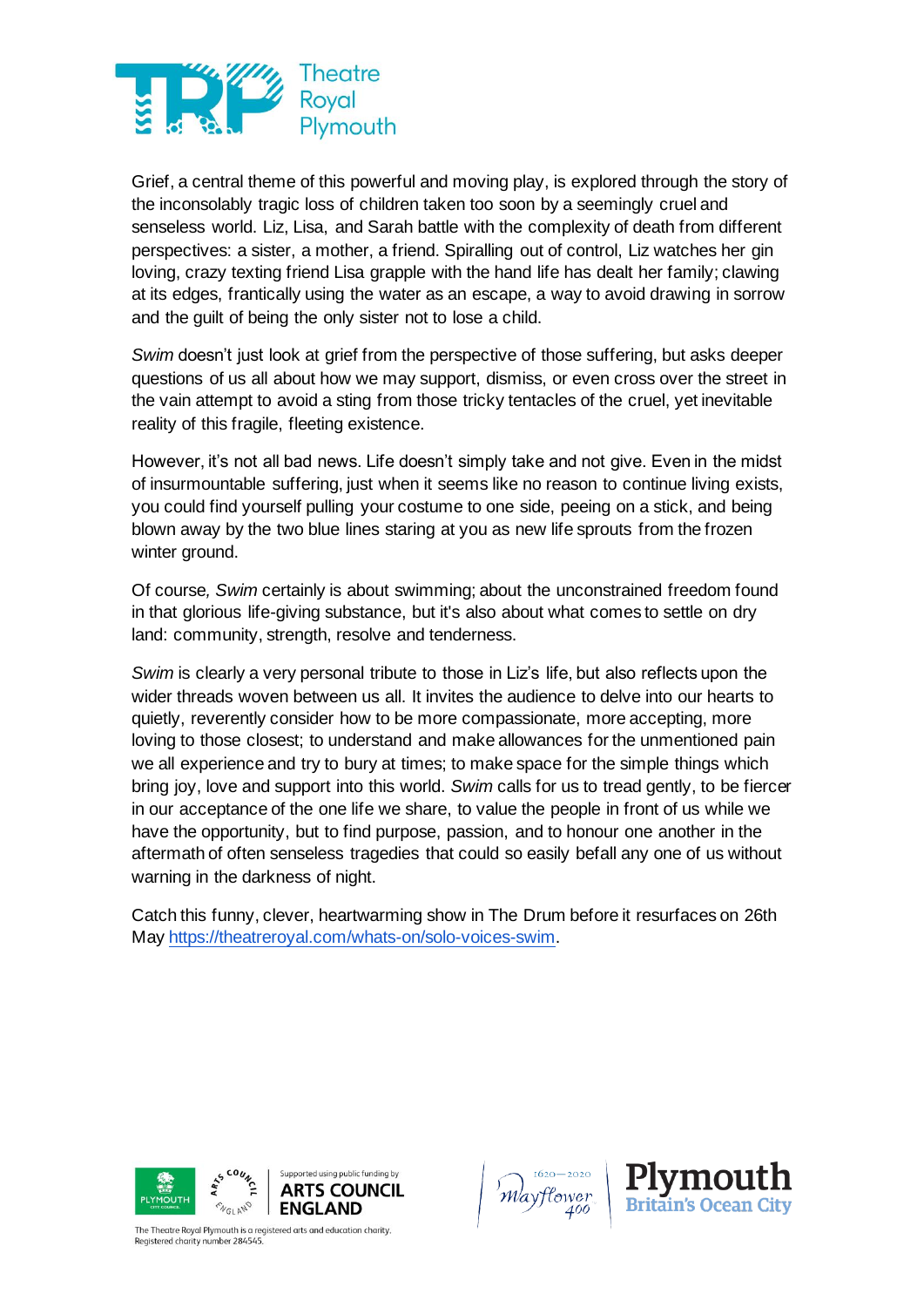Grief, a central theme of this powerful and moving play, is explored through the story of the inconsolably tragic loss of children taken too soon by a seemingly cruel and senseless world. Liz, Lisa, and Sarah battle with the complexity of death from different perspectives: a sister, a mother, a friend. Spiralling out of control, Liz watches her gin loving, crazy texting friend Lisa grapple with the hand life has dealt her family; clawing at its edges, frantically using the water as an escape, a way to avoid drawing in sorrow and the guilt of being the only sister not to lose a child.

*Swim* doesn't just look at grief from the perspective of those suffering, but asks deeper questions of us all about how we may support, dismiss, or even cross over the street in the vain attempt to avoid a sting from those tricky tentacles of the cruel, yet inevitable reality of this fragile, fleeting existence.

However, it's not all bad news. Life doesn't simply take and not give. Even in the midst of insurmountable suffering, just when it seems like no reason to continue living exists, you could find yourself pulling your costume to one side, peeing on a stick, and being blown away by the two blue lines staring at you as new life sprouts from the frozen winter ground.

Of course, *Swim* certainly is about swimming; about the unconstrained freedom found in that glorious life-giving substance, but it's also about what comes to settle on dry land: community, strength, resolve and tenderness.

*Swim* is clearly a very personal tribute to those in Liz's life, but also reflects upon the wider threads woven between us all. It invites the audience to delve into our hearts to quietly, reverently consider how to be more compassionate, more accepting, more loving to those closest; to understand and make allowances for the unmentioned pain we all experience and try to bury at times; to make space for the simple things which bring joy, love and support into this world. *Swim* calls for us to tread gently, to be fiercer in our acceptance of the one life we share, to value the people in front of us while we have the opportunity, but to find purpose, passion, and to honour one another in the aftermath of often senseless tragedies that could so easily befall any one of us without warning in the darkness of night.

Catch this funny, clever, heartwarming show in The Drum before it resurfaces on 26th May https://theatreroyal.com/whats-on/solo-voices-swim.

The Theatre Royal Plymouth is a registered arts and education charity.
Registered charity number 284545.